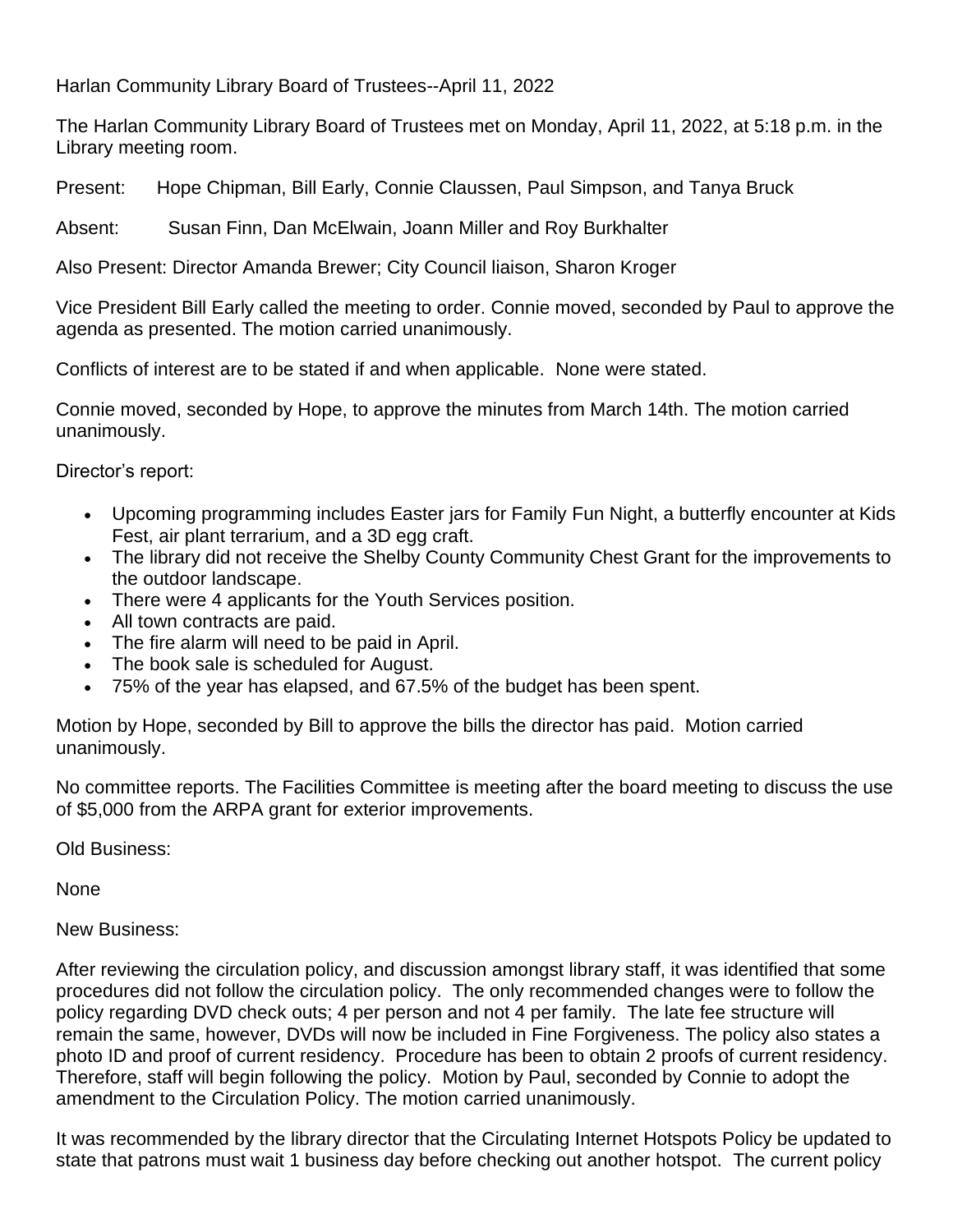Harlan Community Library Board of Trustees--April 11, 2022

The Harlan Community Library Board of Trustees met on Monday, April 11, 2022, at 5:18 p.m. in the Library meeting room.

Present: Hope Chipman, Bill Early, Connie Claussen, Paul Simpson, and Tanya Bruck

Absent: Susan Finn, Dan McElwain, Joann Miller and Roy Burkhalter

Also Present: Director Amanda Brewer; City Council liaison, Sharon Kroger

Vice President Bill Early called the meeting to order. Connie moved, seconded by Paul to approve the agenda as presented. The motion carried unanimously.

Conflicts of interest are to be stated if and when applicable. None were stated.

Connie moved, seconded by Hope, to approve the minutes from March 14th. The motion carried unanimously.

Director's report:

- Upcoming programming includes Easter jars for Family Fun Night, a butterfly encounter at Kids Fest, air plant terrarium, and a 3D egg craft.
- The library did not receive the Shelby County Community Chest Grant for the improvements to the outdoor landscape.
- There were 4 applicants for the Youth Services position.
- All town contracts are paid.
- The fire alarm will need to be paid in April.
- The book sale is scheduled for August.
- 75% of the year has elapsed, and 67.5% of the budget has been spent.

Motion by Hope, seconded by Bill to approve the bills the director has paid. Motion carried unanimously.

No committee reports. The Facilities Committee is meeting after the board meeting to discuss the use of $5,000 from the ARPA grant for exterior improvements.

Old Business:

None

New Business:

After reviewing the circulation policy, and discussion amongst library staff, it was identified that some procedures did not follow the circulation policy. The only recommended changes were to follow the policy regarding DVD check outs; 4 per person and not 4 per family. The late fee structure will remain the same, however, DVDs will now be included in Fine Forgiveness. The policy also states a photo ID and proof of current residency. Procedure has been to obtain 2 proofs of current residency. Therefore, staff will begin following the policy. Motion by Paul, seconded by Connie to adopt the amendment to the Circulation Policy. The motion carried unanimously.

It was recommended by the library director that the Circulating Internet Hotspots Policy be updated to state that patrons must wait 1 business day before checking out another hotspot. The current policy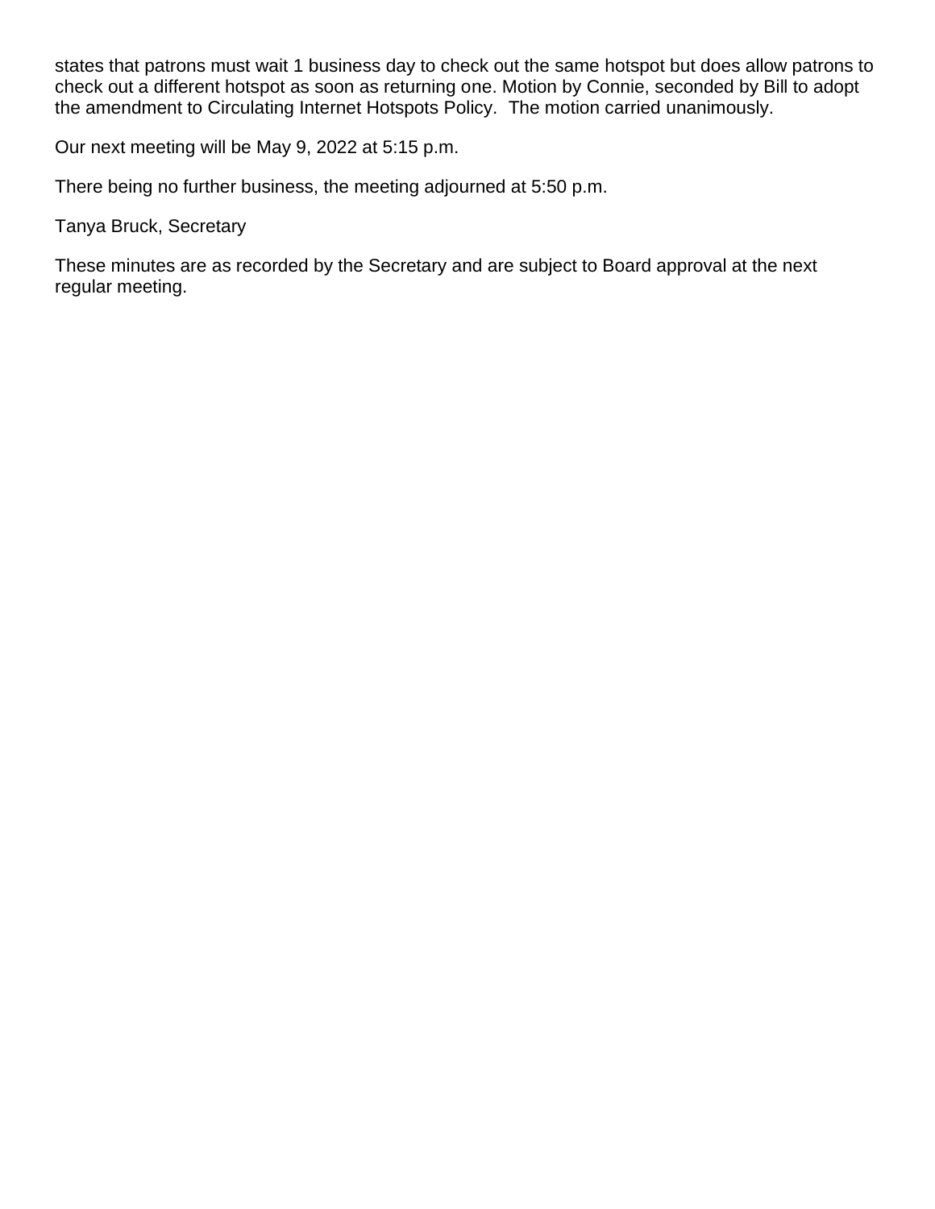states that patrons must wait 1 business day to check out the same hotspot but does allow patrons to check out a different hotspot as soon as returning one. Motion by Connie, seconded by Bill to adopt the amendment to Circulating Internet Hotspots Policy. The motion carried unanimously.

Our next meeting will be May 9, 2022 at 5:15 p.m.

There being no further business, the meeting adjourned at 5:50 p.m.

Tanya Bruck, Secretary

These minutes are as recorded by the Secretary and are subject to Board approval at the next regular meeting.